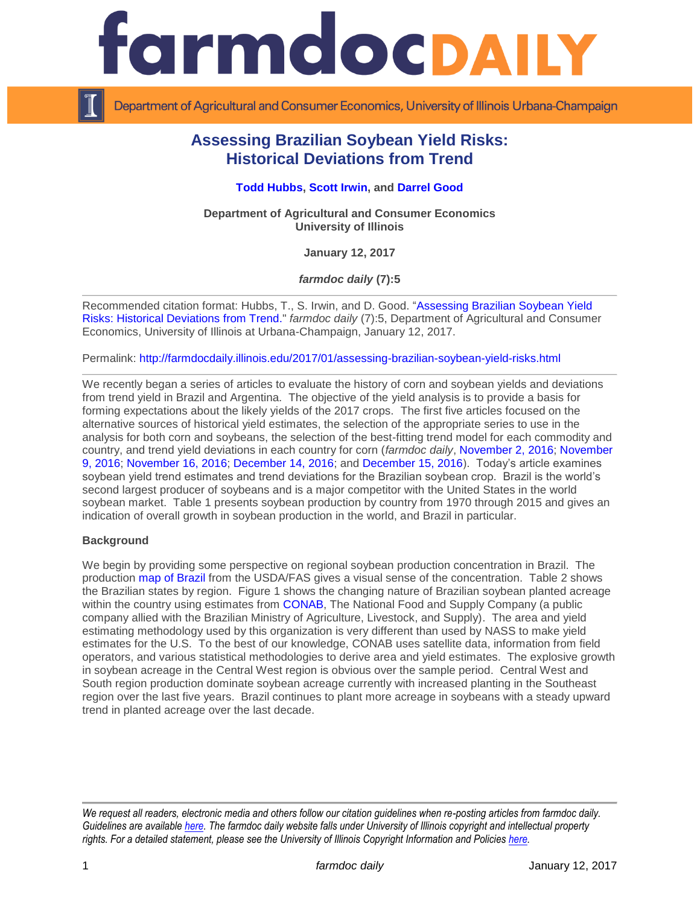# Assessing Brazilian Soybean Yield Risks: Historical Deviations from Trend

**Todd Hubbs, Scott Irwin, and Darrel Good**

**Department of Agricultural and Consumer Economics**
**University of Illinois**

**January 12, 2017**

***farmdoc daily* (7):5**

---

Recommended citation format: Hubbs, T., S. Irwin, and D. Good. "Assessing Brazilian Soybean Yield Risks: Historical Deviations from Trend." *farmdoc daily* (7):5, Department of Agricultural and Consumer Economics, University of Illinois at Urbana-Champaign, January 12, 2017.

Permalink: http://farmdocdaily.illinois.edu/2017/01/assessing-brazilian-soybean-yield-risks.html

---

We recently began a series of articles to evaluate the history of corn and soybean yields and deviations from trend yield in Brazil and Argentina. The objective of the yield analysis is to provide a basis for forming expectations about the likely yields of the 2017 crops. The first five articles focused on the alternative sources of historical yield estimates, the selection of the appropriate series to use in the analysis for both corn and soybeans, the selection of the best-fitting trend model for each commodity and country, and trend yield deviations in each country for corn (*farmdoc daily*, November 2, 2016; November 9, 2016; November 16, 2016; December 14, 2016; and December 15, 2016). Today's article examines soybean yield trend estimates and trend deviations for the Brazilian soybean crop. Brazil is the world's second largest producer of soybeans and is a major competitor with the United States in the world soybean market. Table 1 presents soybean production by country from 1970 through 2015 and gives an indication of overall growth in soybean production in the world, and Brazil in particular.

**Background**

We begin by providing some perspective on regional soybean production concentration in Brazil. The production map of Brazil from the USDA/FAS gives a visual sense of the concentration. Table 2 shows the Brazilian states by region. Figure 1 shows the changing nature of Brazilian soybean planted acreage within the country using estimates from CONAB, The National Food and Supply Company (a public company allied with the Brazilian Ministry of Agriculture, Livestock, and Supply). The area and yield estimating methodology used by this organization is very different than used by NASS to make yield estimates for the U.S. To the best of our knowledge, CONAB uses satellite data, information from field operators, and various statistical methodologies to derive area and yield estimates. The explosive growth in soybean acreage in the Central West region is obvious over the sample period. Central West and South region production dominate soybean acreage currently with increased planting in the Southeast region over the last five years. Brazil continues to plant more acreage in soybeans with a steady upward trend in planted acreage over the last decade.

---

*We request all readers, electronic media and others follow our citation guidelines when re-posting articles from farmdoc daily. Guidelines are available here. The farmdoc daily website falls under University of Illinois copyright and intellectual property rights. For a detailed statement, please see the University of Illinois Copyright Information and Policies here.*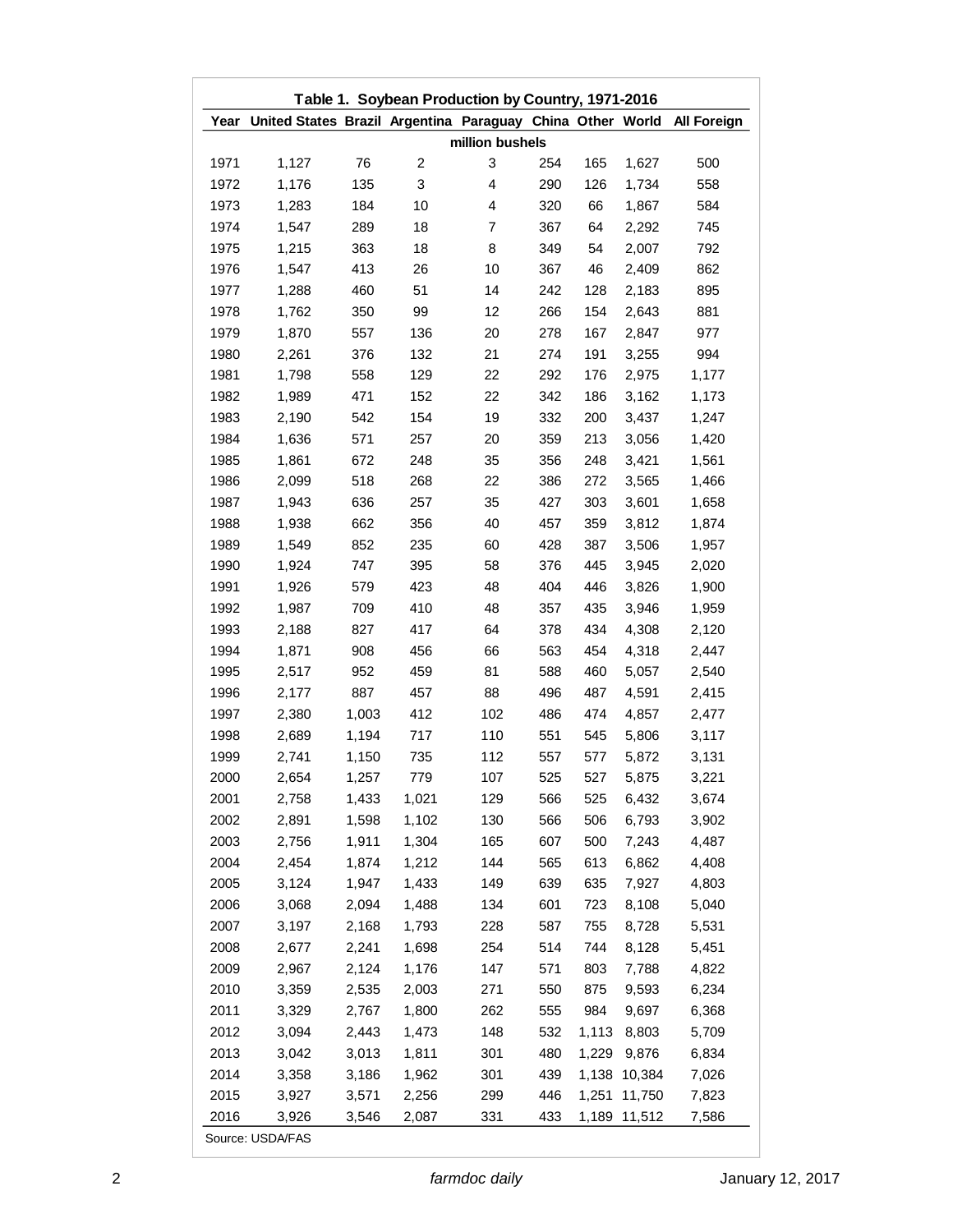**Table 1. Soybean Production by Country, 1971-2016**

| Year | United States | Brazil | Argentina | Paraguay | China | Other | World | All Foreign |
|---|---|---|---|---|---|---|---|---|
| | | | | million bushels | | | | |
| 1971 | 1,127 | 76 | 2 | 3 | 254 | 165 | 1,627 | 500 |
| 1972 | 1,176 | 135 | 3 | 4 | 290 | 126 | 1,734 | 558 |
| 1973 | 1,283 | 184 | 10 | 4 | 320 | 66 | 1,867 | 584 |
| 1974 | 1,547 | 289 | 18 | 7 | 367 | 64 | 2,292 | 745 |
| 1975 | 1,215 | 363 | 18 | 8 | 349 | 54 | 2,007 | 792 |
| 1976 | 1,547 | 413 | 26 | 10 | 367 | 46 | 2,409 | 862 |
| 1977 | 1,288 | 460 | 51 | 14 | 242 | 128 | 2,183 | 895 |
| 1978 | 1,762 | 350 | 99 | 12 | 266 | 154 | 2,643 | 881 |
| 1979 | 1,870 | 557 | 136 | 20 | 278 | 167 | 2,847 | 977 |
| 1980 | 2,261 | 376 | 132 | 21 | 274 | 191 | 3,255 | 994 |
| 1981 | 1,798 | 558 | 129 | 22 | 292 | 176 | 2,975 | 1,177 |
| 1982 | 1,989 | 471 | 152 | 22 | 342 | 186 | 3,162 | 1,173 |
| 1983 | 2,190 | 542 | 154 | 19 | 332 | 200 | 3,437 | 1,247 |
| 1984 | 1,636 | 571 | 257 | 20 | 359 | 213 | 3,056 | 1,420 |
| 1985 | 1,861 | 672 | 248 | 35 | 356 | 248 | 3,421 | 1,561 |
| 1986 | 2,099 | 518 | 268 | 22 | 386 | 272 | 3,565 | 1,466 |
| 1987 | 1,943 | 636 | 257 | 35 | 427 | 303 | 3,601 | 1,658 |
| 1988 | 1,938 | 662 | 356 | 40 | 457 | 359 | 3,812 | 1,874 |
| 1989 | 1,549 | 852 | 235 | 60 | 428 | 387 | 3,506 | 1,957 |
| 1990 | 1,924 | 747 | 395 | 58 | 376 | 445 | 3,945 | 2,020 |
| 1991 | 1,926 | 579 | 423 | 48 | 404 | 446 | 3,826 | 1,900 |
| 1992 | 1,987 | 709 | 410 | 48 | 357 | 435 | 3,946 | 1,959 |
| 1993 | 2,188 | 827 | 417 | 64 | 378 | 434 | 4,308 | 2,120 |
| 1994 | 1,871 | 908 | 456 | 66 | 563 | 454 | 4,318 | 2,447 |
| 1995 | 2,517 | 952 | 459 | 81 | 588 | 460 | 5,057 | 2,540 |
| 1996 | 2,177 | 887 | 457 | 88 | 496 | 487 | 4,591 | 2,415 |
| 1997 | 2,380 | 1,003 | 412 | 102 | 486 | 474 | 4,857 | 2,477 |
| 1998 | 2,689 | 1,194 | 717 | 110 | 551 | 545 | 5,806 | 3,117 |
| 1999 | 2,741 | 1,150 | 735 | 112 | 557 | 577 | 5,872 | 3,131 |
| 2000 | 2,654 | 1,257 | 779 | 107 | 525 | 527 | 5,875 | 3,221 |
| 2001 | 2,758 | 1,433 | 1,021 | 129 | 566 | 525 | 6,432 | 3,674 |
| 2002 | 2,891 | 1,598 | 1,102 | 130 | 566 | 506 | 6,793 | 3,902 |
| 2003 | 2,756 | 1,911 | 1,304 | 165 | 607 | 500 | 7,243 | 4,487 |
| 2004 | 2,454 | 1,874 | 1,212 | 144 | 565 | 613 | 6,862 | 4,408 |
| 2005 | 3,124 | 1,947 | 1,433 | 149 | 639 | 635 | 7,927 | 4,803 |
| 2006 | 3,068 | 2,094 | 1,488 | 134 | 601 | 723 | 8,108 | 5,040 |
| 2007 | 3,197 | 2,168 | 1,793 | 228 | 587 | 755 | 8,728 | 5,531 |
| 2008 | 2,677 | 2,241 | 1,698 | 254 | 514 | 744 | 8,128 | 5,451 |
| 2009 | 2,967 | 2,124 | 1,176 | 147 | 571 | 803 | 7,788 | 4,822 |
| 2010 | 3,359 | 2,535 | 2,003 | 271 | 550 | 875 | 9,593 | 6,234 |
| 2011 | 3,329 | 2,767 | 1,800 | 262 | 555 | 984 | 9,697 | 6,368 |
| 2012 | 3,094 | 2,443 | 1,473 | 148 | 532 | 1,113 | 8,803 | 5,709 |
| 2013 | 3,042 | 3,013 | 1,811 | 301 | 480 | 1,229 | 9,876 | 6,834 |
| 2014 | 3,358 | 3,186 | 1,962 | 301 | 439 | 1,138 | 10,384 | 7,026 |
| 2015 | 3,927 | 3,571 | 2,256 | 299 | 446 | 1,251 | 11,750 | 7,823 |
| 2016 | 3,926 | 3,546 | 2,087 | 331 | 433 | 1,189 | 11,512 | 7,586 |

Source: USDA/FAS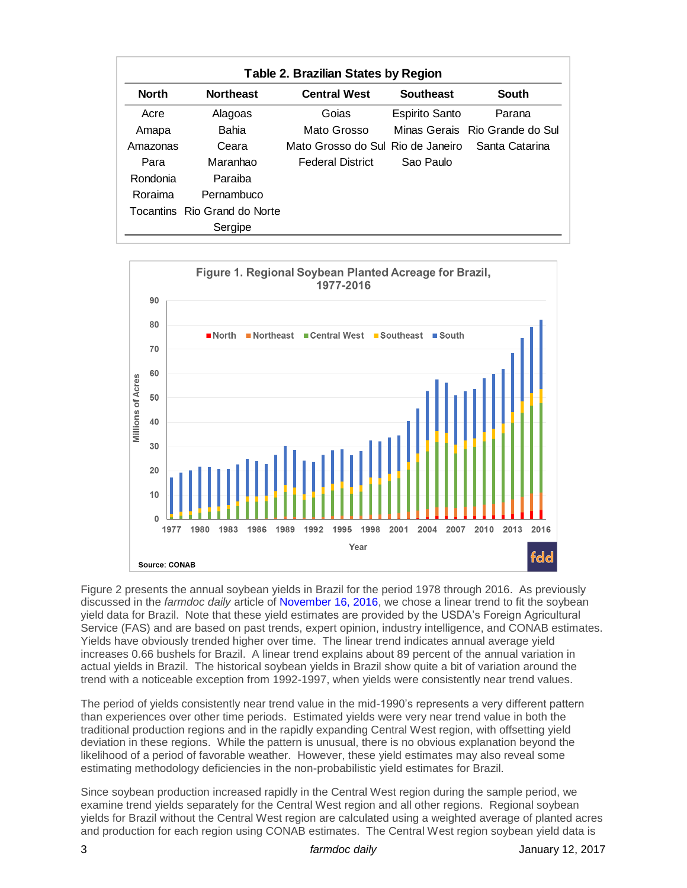**Table 2. Brazilian States by Region**

| North | Northeast | Central West | Southeast | South |
|---|---|---|---|---|
| Acre | Alagoas | Goias | Espirito Santo | Parana |
| Amapa | Bahia | Mato Grosso | Minas Gerais | Rio Grande do Sul |
| Amazonas | Ceara | Mato Grosso do Sul | Rio de Janeiro | Santa Catarina |
| Para | Maranhao | Federal District | Sao Paulo | |
| Rondonia | Paraiba | | | |
| Roraima | Pernambuco | | | |
| Tocantins | Rio Grand do Norte | | | |
| | Sergipe | | | |

**Figure 1. Regional Soybean Planted Acreage for Brazil, 1977-2016**

Source: CONAB

Figure 2 presents the annual soybean yields in Brazil for the period 1978 through 2016. As previously discussed in the *farmdoc daily* article of November 16, 2016, we chose a linear trend to fit the soybean yield data for Brazil. Note that these yield estimates are provided by the USDA's Foreign Agricultural Service (FAS) and are based on past trends, expert opinion, industry intelligence, and CONAB estimates. Yields have obviously trended higher over time. The linear trend indicates annual average yield increases 0.66 bushels for Brazil. A linear trend explains about 89 percent of the annual variation in actual yields in Brazil. The historical soybean yields in Brazil show quite a bit of variation around the trend with a noticeable exception from 1992-1997, when yields were consistently near trend values.

The period of yields consistently near trend value in the mid-1990's represents a very different pattern than experiences over other time periods. Estimated yields were very near trend value in both the traditional production regions and in the rapidly expanding Central West region, with offsetting yield deviation in these regions. While the pattern is unusual, there is no obvious explanation beyond the likelihood of a period of favorable weather. However, these yield estimates may also reveal some estimating methodology deficiencies in the non-probabilistic yield estimates for Brazil.

Since soybean production increased rapidly in the Central West region during the sample period, we examine trend yields separately for the Central West region and all other regions. Regional soybean yields for Brazil without the Central West region are calculated using a weighted average of planted acres and production for each region using CONAB estimates. The Central West region soybean yield data is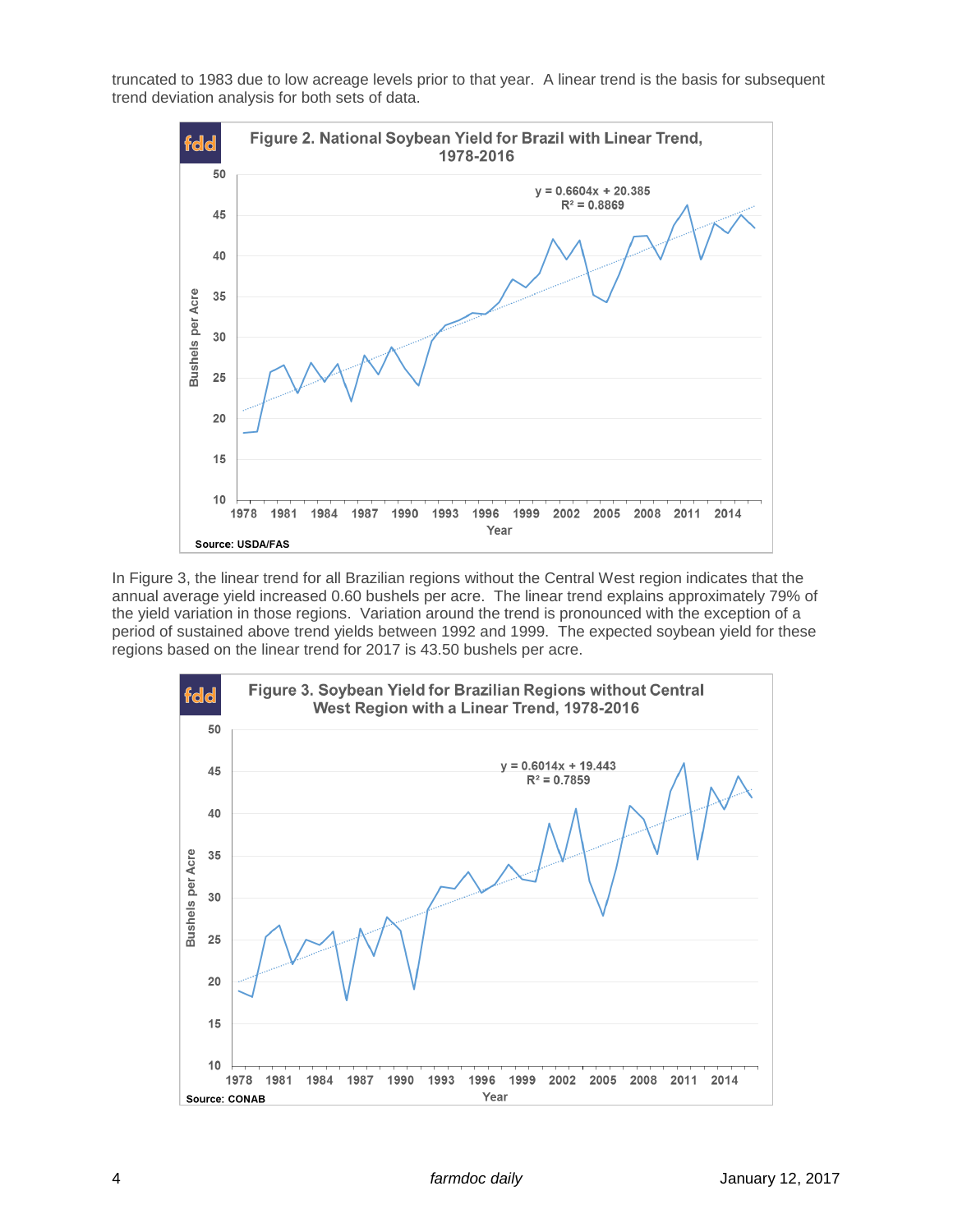truncated to 1983 due to low acreage levels prior to that year. A linear trend is the basis for subsequent trend deviation analysis for both sets of data.

**Figure 2. National Soybean Yield for Brazil with Linear Trend, 1978-2016**

$y = 0.6604x + 20.385$
$R^2 = 0.8869$

Source: USDA/FAS

In Figure 3, the linear trend for all Brazilian regions without the Central West region indicates that the annual average yield increased 0.60 bushels per acre. The linear trend explains approximately 79% of the yield variation in those regions. Variation around the trend is pronounced with the exception of a period of sustained above trend yields between 1992 and 1999. The expected soybean yield for these regions based on the linear trend for 2017 is 43.50 bushels per acre.

**Figure 3. Soybean Yield for Brazilian Regions without Central West Region with a Linear Trend, 1978-2016**

$y = 0.6014x + 19.443$
$R^2 = 0.7859$

Source: CONAB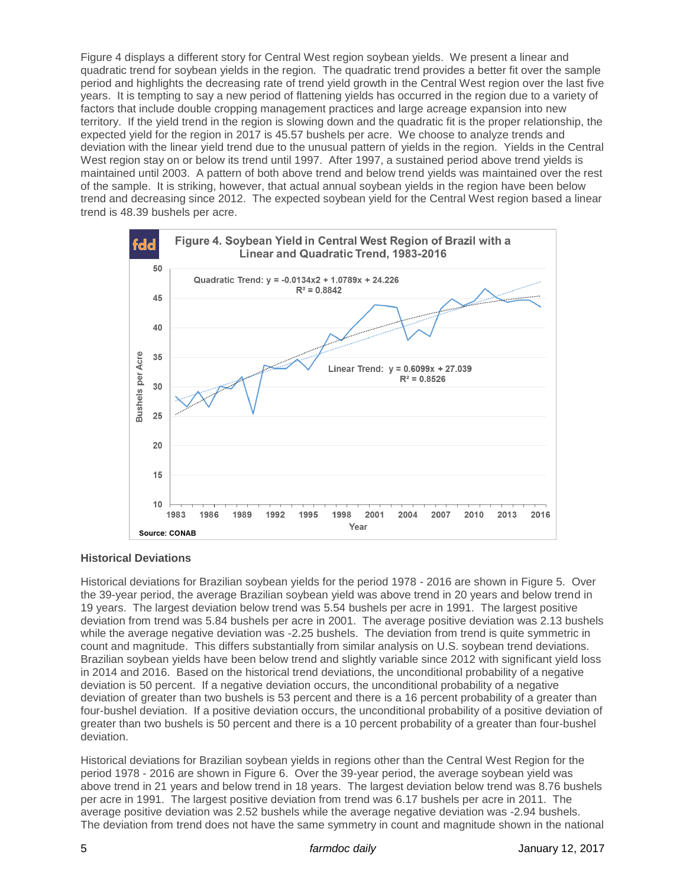Figure 4 displays a different story for Central West region soybean yields. We present a linear and quadratic trend for soybean yields in the region. The quadratic trend provides a better fit over the sample period and highlights the decreasing rate of trend yield growth in the Central West region over the last five years. It is tempting to say a new period of flattening yields has occurred in the region due to a variety of factors that include double cropping management practices and large acreage expansion into new territory. If the yield trend in the region is slowing down and the quadratic fit is the proper relationship, the expected yield for the region in 2017 is 45.57 bushels per acre. We choose to analyze trends and deviation with the linear yield trend due to the unusual pattern of yields in the region. Yields in the Central West region stay on or below its trend until 1997. After 1997, a sustained period above trend yields is maintained until 2003. A pattern of both above trend and below trend yields was maintained over the rest of the sample. It is striking, however, that actual annual soybean yields in the region have been below trend and decreasing since 2012. The expected soybean yield for the Central West region based a linear trend is 48.39 bushels per acre.

**Figure 4. Soybean Yield in Central West Region of Brazil with a Linear and Quadratic Trend, 1983-2016**

Quadratic Trend: $y = -0.0134x^2 + 1.0789x + 24.226$, $R^2 = 0.8842$

Linear Trend: $y = 0.6099x + 27.039$, $R^2 = 0.8526$

Source: CONAB

### Historical Deviations

Historical deviations for Brazilian soybean yields for the period 1978 - 2016 are shown in Figure 5. Over the 39-year period, the average Brazilian soybean yield was above trend in 20 years and below trend in 19 years. The largest deviation below trend was 5.54 bushels per acre in 1991. The largest positive deviation from trend was 5.84 bushels per acre in 2001. The average positive deviation was 2.13 bushels while the average negative deviation was -2.25 bushels. The deviation from trend is quite symmetric in count and magnitude. This differs substantially from similar analysis on U.S. soybean trend deviations. Brazilian soybean yields have been below trend and slightly variable since 2012 with significant yield loss in 2014 and 2016. Based on the historical trend deviations, the unconditional probability of a negative deviation is 50 percent. If a negative deviation occurs, the unconditional probability of a negative deviation of greater than two bushels is 53 percent and there is a 16 percent probability of a greater than four-bushel deviation. If a positive deviation occurs, the unconditional probability of a positive deviation of greater than two bushels is 50 percent and there is a 10 percent probability of a greater than four-bushel deviation.

Historical deviations for Brazilian soybean yields in regions other than the Central West Region for the period 1978 - 2016 are shown in Figure 6. Over the 39-year period, the average soybean yield was above trend in 21 years and below trend in 18 years. The largest deviation below trend was 8.76 bushels per acre in 1991. The largest positive deviation from trend was 6.17 bushels per acre in 2011. The average positive deviation was 2.52 bushels while the average negative deviation was -2.94 bushels. The deviation from trend does not have the same symmetry in count and magnitude shown in the national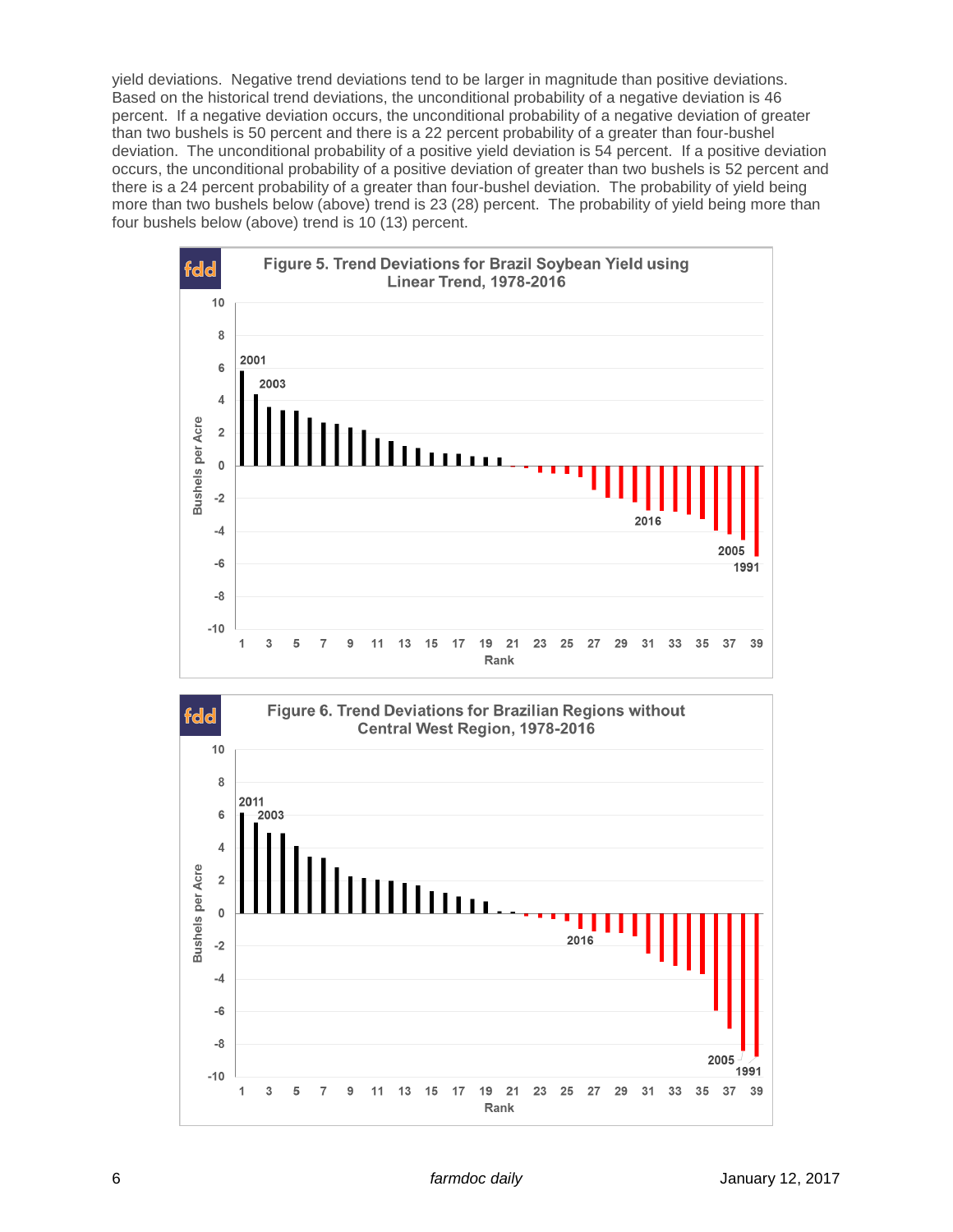yield deviations. Negative trend deviations tend to be larger in magnitude than positive deviations. Based on the historical trend deviations, the unconditional probability of a negative deviation is 46 percent. If a negative deviation occurs, the unconditional probability of a negative deviation of greater than two bushels is 50 percent and there is a 22 percent probability of a greater than four-bushel deviation. The unconditional probability of a positive yield deviation is 54 percent. If a positive deviation occurs, the unconditional probability of a positive deviation of greater than two bushels is 52 percent and there is a 24 percent probability of a greater than four-bushel deviation. The probability of yield being more than two bushels below (above) trend is 23 (28) percent. The probability of yield being more than four bushels below (above) trend is 10 (13) percent.

Figure 5. Trend Deviations for Brazil Soybean Yield using Linear Trend, 1978-2016

Figure 6. Trend Deviations for Brazilian Regions without Central West Region, 1978-2016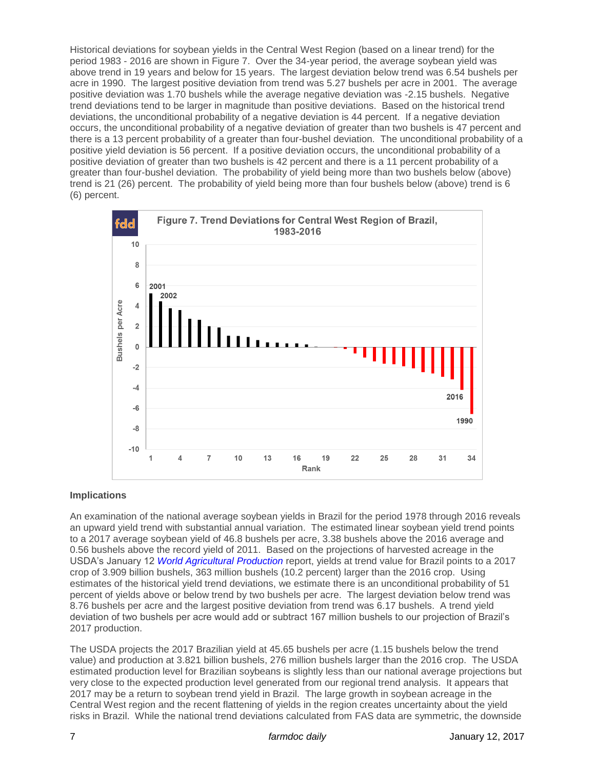Historical deviations for soybean yields in the Central West Region (based on a linear trend) for the period 1983 - 2016 are shown in Figure 7. Over the 34-year period, the average soybean yield was above trend in 19 years and below for 15 years. The largest deviation below trend was 6.54 bushels per acre in 1990. The largest positive deviation from trend was 5.27 bushels per acre in 2001. The average positive deviation was 1.70 bushels while the average negative deviation was -2.15 bushels. Negative trend deviations tend to be larger in magnitude than positive deviations. Based on the historical trend deviations, the unconditional probability of a negative deviation is 44 percent. If a negative deviation occurs, the unconditional probability of a negative deviation of greater than two bushels is 47 percent and there is a 13 percent probability of a greater than four-bushel deviation. The unconditional probability of a positive yield deviation is 56 percent. If a positive deviation occurs, the unconditional probability of a positive deviation of greater than two bushels is 42 percent and there is a 11 percent probability of a greater than four-bushel deviation. The probability of yield being more than two bushels below (above) trend is 21 (26) percent. The probability of yield being more than four bushels below (above) trend is 6 (6) percent.

**Figure 7. Trend Deviations for Central West Region of Brazil, 1983-2016**

## Implications

An examination of the national average soybean yields in Brazil for the period 1978 through 2016 reveals an upward yield trend with substantial annual variation. The estimated linear soybean yield trend points to a 2017 average soybean yield of 46.8 bushels per acre, 3.38 bushels above the 2016 average and 0.56 bushels above the record yield of 2011. Based on the projections of harvested acreage in the USDA's January 12 *World Agricultural Production* report, yields at trend value for Brazil points to a 2017 crop of 3.909 billion bushels, 363 million bushels (10.2 percent) larger than the 2016 crop. Using estimates of the historical yield trend deviations, we estimate there is an unconditional probability of 51 percent of yields above or below trend by two bushels per acre. The largest deviation below trend was 8.76 bushels per acre and the largest positive deviation from trend was 6.17 bushels. A trend yield deviation of two bushels per acre would add or subtract 167 million bushels to our projection of Brazil's 2017 production.

The USDA projects the 2017 Brazilian yield at 45.65 bushels per acre (1.15 bushels below the trend value) and production at 3.821 billion bushels, 276 million bushels larger than the 2016 crop. The USDA estimated production level for Brazilian soybeans is slightly less than our national average projections but very close to the expected production level generated from our regional trend analysis. It appears that 2017 may be a return to soybean trend yield in Brazil. The large growth in soybean acreage in the Central West region and the recent flattening of yields in the region creates uncertainty about the yield risks in Brazil. While the national trend deviations calculated from FAS data are symmetric, the downside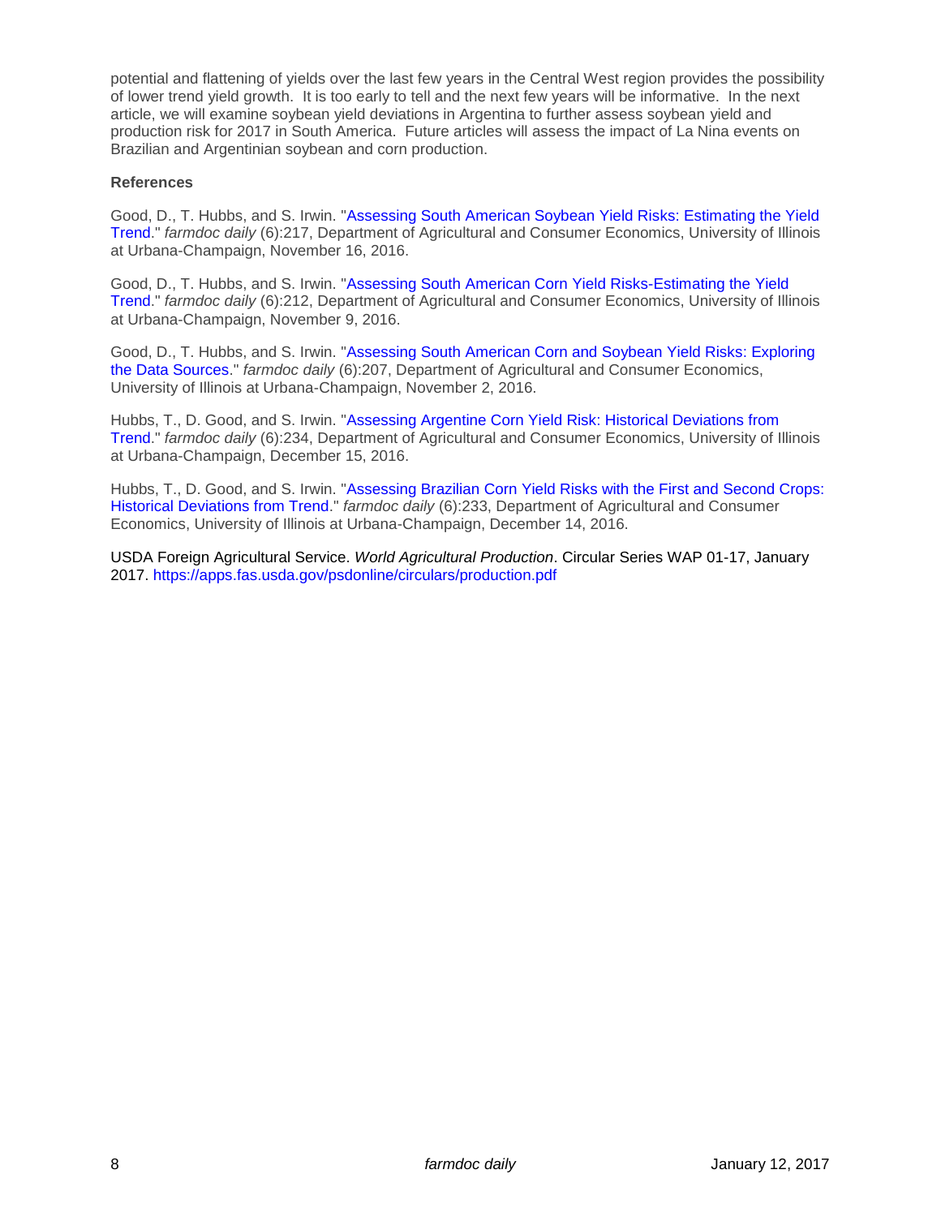potential and flattening of yields over the last few years in the Central West region provides the possibility of lower trend yield growth. It is too early to tell and the next few years will be informative. In the next article, we will examine soybean yield deviations in Argentina to further assess soybean yield and production risk for 2017 in South America. Future articles will assess the impact of La Nina events on Brazilian and Argentinian soybean and corn production.

**References**

Good, D., T. Hubbs, and S. Irwin. "Assessing South American Soybean Yield Risks: Estimating the Yield Trend." *farmdoc daily* (6):217, Department of Agricultural and Consumer Economics, University of Illinois at Urbana-Champaign, November 16, 2016.

Good, D., T. Hubbs, and S. Irwin. "Assessing South American Corn Yield Risks-Estimating the Yield Trend." *farmdoc daily* (6):212, Department of Agricultural and Consumer Economics, University of Illinois at Urbana-Champaign, November 9, 2016.

Good, D., T. Hubbs, and S. Irwin. "Assessing South American Corn and Soybean Yield Risks: Exploring the Data Sources." *farmdoc daily* (6):207, Department of Agricultural and Consumer Economics, University of Illinois at Urbana-Champaign, November 2, 2016.

Hubbs, T., D. Good, and S. Irwin. "Assessing Argentine Corn Yield Risk: Historical Deviations from Trend." *farmdoc daily* (6):234, Department of Agricultural and Consumer Economics, University of Illinois at Urbana-Champaign, December 15, 2016.

Hubbs, T., D. Good, and S. Irwin. "Assessing Brazilian Corn Yield Risks with the First and Second Crops: Historical Deviations from Trend." *farmdoc daily* (6):233, Department of Agricultural and Consumer Economics, University of Illinois at Urbana-Champaign, December 14, 2016.

USDA Foreign Agricultural Service. *World Agricultural Production*. Circular Series WAP 01-17, January 2017. https://apps.fas.usda.gov/psdonline/circulars/production.pdf